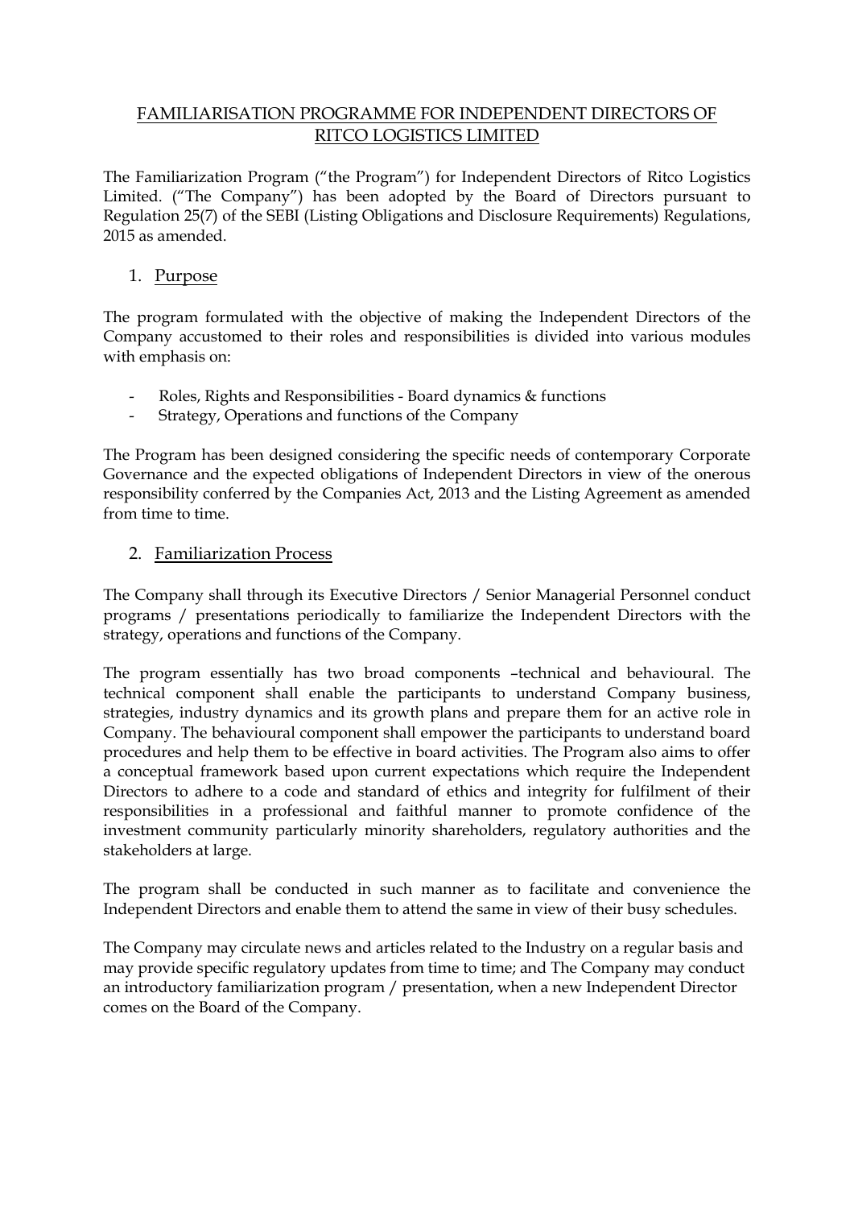# FAMILIARISATION PROGRAMME FOR INDEPENDENT DIRECTORS OF RITCO LOGISTICS LIMITED

The Familiarization Program ("the Program") for Independent Directors of Ritco Logistics Limited. ("The Company") has been adopted by the Board of Directors pursuant to Regulation 25(7) of the SEBI (Listing Obligations and Disclosure Requirements) Regulations, 2015 as amended.

## 1. Purpose

The program formulated with the objective of making the Independent Directors of the Company accustomed to their roles and responsibilities is divided into various modules with emphasis on:

- Roles, Rights and Responsibilities - Board dynamics & functions
- Strategy, Operations and functions of the Company

The Program has been designed considering the specific needs of contemporary Corporate Governance and the expected obligations of Independent Directors in view of the onerous responsibility conferred by the Companies Act, 2013 and the Listing Agreement as amended from time to time.

## 2. Familiarization Process

The Company shall through its Executive Directors / Senior Managerial Personnel conduct programs / presentations periodically to familiarize the Independent Directors with the strategy, operations and functions of the Company.

The program essentially has two broad components –technical and behavioural. The technical component shall enable the participants to understand Company business, strategies, industry dynamics and its growth plans and prepare them for an active role in Company. The behavioural component shall empower the participants to understand board procedures and help them to be effective in board activities. The Program also aims to offer a conceptual framework based upon current expectations which require the Independent Directors to adhere to a code and standard of ethics and integrity for fulfilment of their responsibilities in a professional and faithful manner to promote confidence of the investment community particularly minority shareholders, regulatory authorities and the stakeholders at large.

The program shall be conducted in such manner as to facilitate and convenience the Independent Directors and enable them to attend the same in view of their busy schedules.

The Company may circulate news and articles related to the Industry on a regular basis and may provide specific regulatory updates from time to time; and The Company may conduct an introductory familiarization program / presentation, when a new Independent Director comes on the Board of the Company.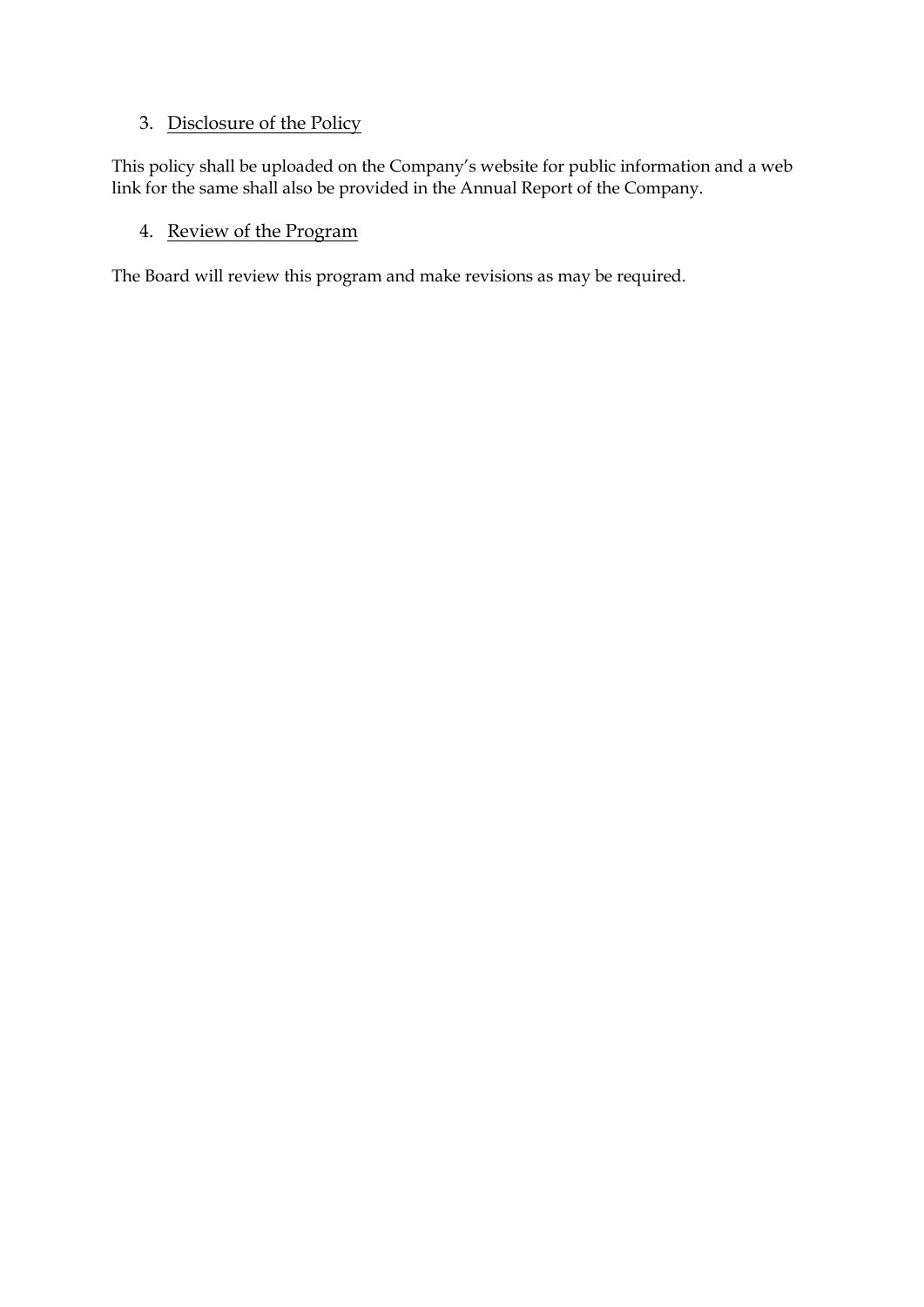## 3. Disclosure of the Policy

This policy shall be uploaded on the Company's website for public information and a web link for the same shall also be provided in the Annual Report of the Company.

## 4. Review of the Program

The Board will review this program and make revisions as may be required.